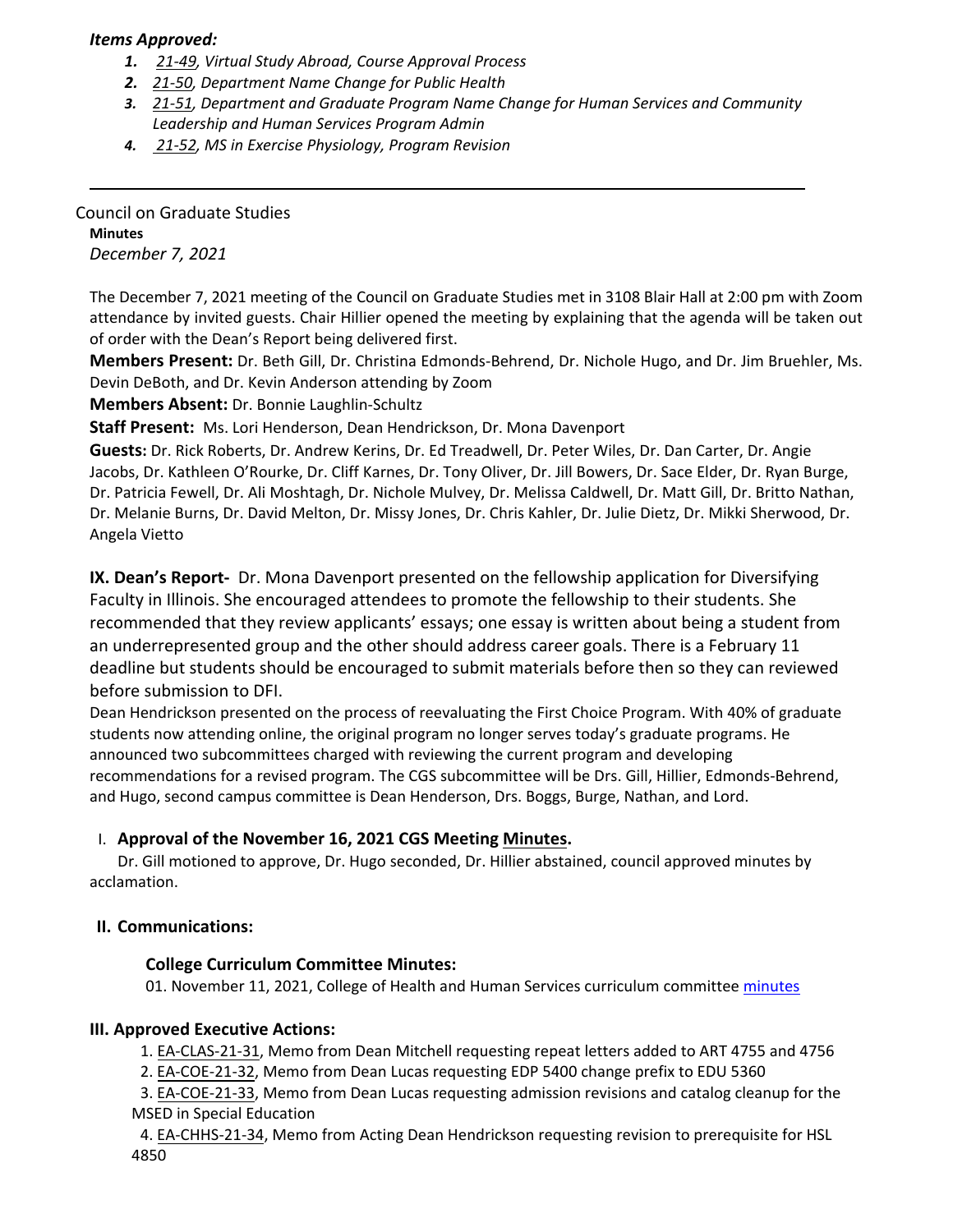***Items Approved:***

1. *21-49, Virtual Study Abroad, Course Approval Process*
2. *21-50, Department Name Change for Public Health*
3. *21-51, Department and Graduate Program Name Change for Human Services and Community Leadership and Human Services Program Admin*
4. *21-52, MS in Exercise Physiology, Program Revision*

---

Council on Graduate Studies

**Minutes**

*December 7, 2021*

The December 7, 2021 meeting of the Council on Graduate Studies met in 3108 Blair Hall at 2:00 pm with Zoom attendance by invited guests. Chair Hillier opened the meeting by explaining that the agenda will be taken out of order with the Dean's Report being delivered first.

**Members Present:** Dr. Beth Gill, Dr. Christina Edmonds-Behrend, Dr. Nichole Hugo, and Dr. Jim Bruehler, Ms. Devin DeBoth, and Dr. Kevin Anderson attending by Zoom

**Members Absent:** Dr. Bonnie Laughlin-Schultz

**Staff Present:** Ms. Lori Henderson, Dean Hendrickson, Dr. Mona Davenport

**Guests:** Dr. Rick Roberts, Dr. Andrew Kerins, Dr. Ed Treadwell, Dr. Peter Wiles, Dr. Dan Carter, Dr. Angie Jacobs, Dr. Kathleen O'Rourke, Dr. Cliff Karnes, Dr. Tony Oliver, Dr. Jill Bowers, Dr. Sace Elder, Dr. Ryan Burge, Dr. Patricia Fewell, Dr. Ali Moshtagh, Dr. Nichole Mulvey, Dr. Melissa Caldwell, Dr. Matt Gill, Dr. Britto Nathan, Dr. Melanie Burns, Dr. David Melton, Dr. Missy Jones, Dr. Chris Kahler, Dr. Julie Dietz, Dr. Mikki Sherwood, Dr. Angela Vietto

**IX. Dean's Report-** Dr. Mona Davenport presented on the fellowship application for Diversifying Faculty in Illinois. She encouraged attendees to promote the fellowship to their students. She recommended that they review applicants' essays; one essay is written about being a student from an underrepresented group and the other should address career goals. There is a February 11 deadline but students should be encouraged to submit materials before then so they can reviewed before submission to DFI.

Dean Hendrickson presented on the process of reevaluating the First Choice Program. With 40% of graduate students now attending online, the original program no longer serves today's graduate programs. He announced two subcommittees charged with reviewing the current program and developing recommendations for a revised program. The CGS subcommittee will be Drs. Gill, Hillier, Edmonds-Behrend, and Hugo, second campus committee is Dean Henderson, Drs. Boggs, Burge, Nathan, and Lord.

## I. Approval of the November 16, 2021 CGS Meeting Minutes.

Dr. Gill motioned to approve, Dr. Hugo seconded, Dr. Hillier abstained, council approved minutes by acclamation.

## II. Communications:

### College Curriculum Committee Minutes:

01. November 11, 2021, College of Health and Human Services curriculum committee minutes

## III. Approved Executive Actions:

1. EA-CLAS-21-31, Memo from Dean Mitchell requesting repeat letters added to ART 4755 and 4756
2. EA-COE-21-32, Memo from Dean Lucas requesting EDP 5400 change prefix to EDU 5360
3. EA-COE-21-33, Memo from Dean Lucas requesting admission revisions and catalog cleanup for the MSED in Special Education
4. EA-CHHS-21-34, Memo from Acting Dean Hendrickson requesting revision to prerequisite for HSL 4850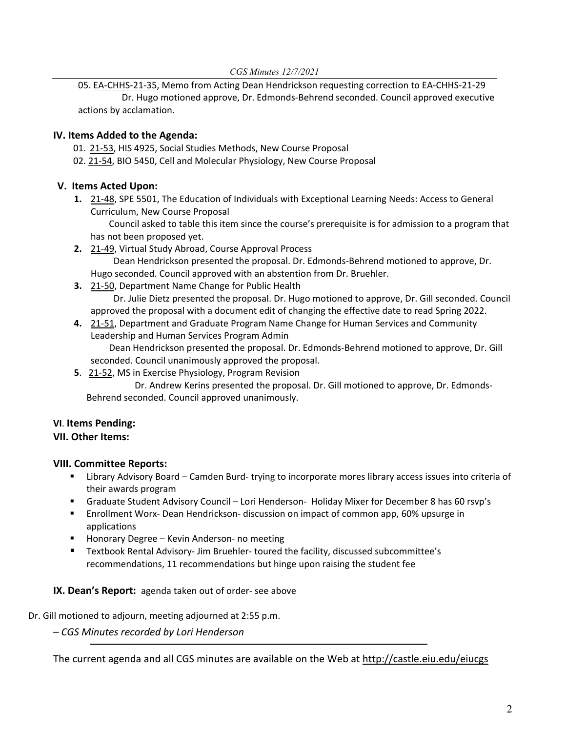05. EA-CHHS-21-35, Memo from Acting Dean Hendrickson requesting correction to EA-CHHS-21-29

Dr. Hugo motioned approve, Dr. Edmonds-Behrend seconded. Council approved executive actions by acclamation.

## IV. Items Added to the Agenda:

01. 21-53, HIS 4925, Social Studies Methods, New Course Proposal
02. 21-54, BIO 5450, Cell and Molecular Physiology, New Course Proposal

## V. Items Acted Upon:

1. 21-48, SPE 5501, The Education of Individuals with Exceptional Learning Needs: Access to General Curriculum, New Course Proposal

   Council asked to table this item since the course's prerequisite is for admission to a program that has not been proposed yet.

2. 21-49, Virtual Study Abroad, Course Approval Process

   Dean Hendrickson presented the proposal. Dr. Edmonds-Behrend motioned to approve, Dr. Hugo seconded. Council approved with an abstention from Dr. Bruehler.

3. 21-50, Department Name Change for Public Health

   Dr. Julie Dietz presented the proposal. Dr. Hugo motioned to approve, Dr. Gill seconded. Council approved the proposal with a document edit of changing the effective date to read Spring 2022.

4. 21-51, Department and Graduate Program Name Change for Human Services and Community Leadership and Human Services Program Admin

   Dean Hendrickson presented the proposal. Dr. Edmonds-Behrend motioned to approve, Dr. Gill seconded. Council unanimously approved the proposal.

5. 21-52, MS in Exercise Physiology, Program Revision

   Dr. Andrew Kerins presented the proposal. Dr. Gill motioned to approve, Dr. Edmonds-Behrend seconded. Council approved unanimously.

## VI. Items Pending:

## VII. Other Items:

## VIII. Committee Reports:

- Library Advisory Board – Camden Burd- trying to incorporate mores library access issues into criteria of their awards program
- Graduate Student Advisory Council – Lori Henderson- Holiday Mixer for December 8 has 60 rsvp's
- Enrollment Worx- Dean Hendrickson- discussion on impact of common app, 60% upsurge in applications
- Honorary Degree – Kevin Anderson- no meeting
- Textbook Rental Advisory- Jim Bruehler- toured the facility, discussed subcommittee's recommendations, 11 recommendations but hinge upon raising the student fee

## IX. Dean's Report: agenda taken out of order- see above

Dr. Gill motioned to adjourn, meeting adjourned at 2:55 p.m.

*– CGS Minutes recorded by Lori Henderson*

The current agenda and all CGS minutes are available on the Web at http://castle.eiu.edu/eiucgs